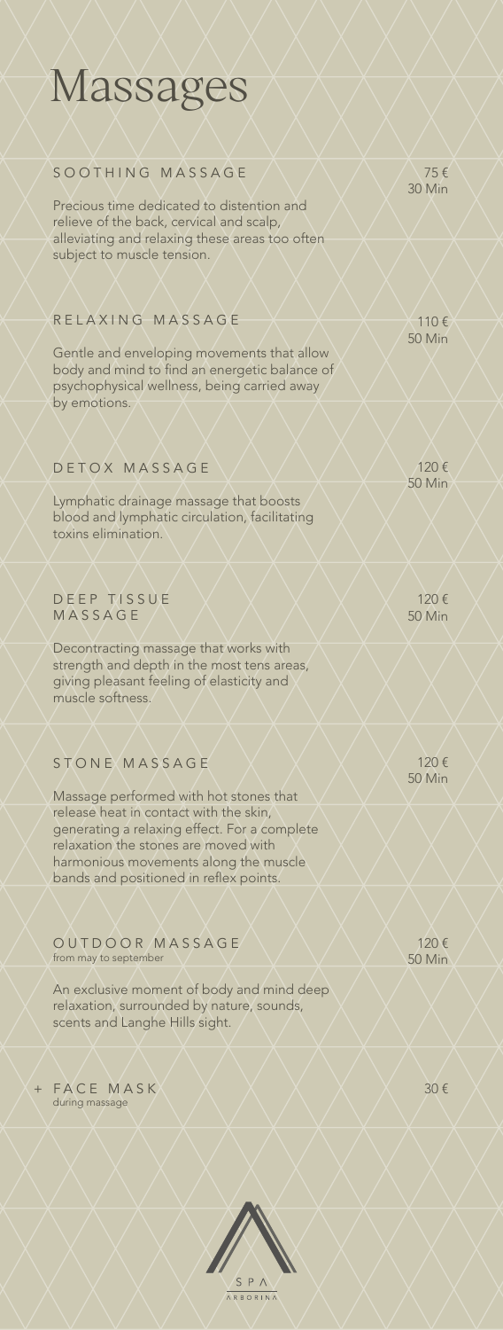# Massages

## SOOTHING MASSAGE

75 €
30 Min

Precious time dedicated to distention and relieve of the back, cervical and scalp, alleviating and relaxing these areas too often subject to muscle tension.

## RELAXING MASSAGE

110 €
50 Min

Gentle and enveloping movements that allow body and mind to find an energetic balance of psychophysical wellness, being carried away by emotions.

## DETOX MASSAGE

120 €
50 Min

Lymphatic drainage massage that boosts blood and lymphatic circulation, facilitating toxins elimination.

## DEEP TISSUE MASSAGE

120 €
50 Min

Decontracting massage that works with strength and depth in the most tens areas, giving pleasant feeling of elasticity and muscle softness.

## STONE MASSAGE

120 €
50 Min

Massage performed with hot stones that release heat in contact with the skin, generating a relaxing effect. For a complete relaxation the stones are moved with harmonious movements along the muscle bands and positioned in reflex points.

## OUTDOOR MASSAGE

from may to september

120 €
50 Min

An exclusive moment of body and mind deep relaxation, surrounded by nature, sounds, scents and Langhe Hills sight.

## + FACE MASK

during massage

30 €

SPA ARBORINA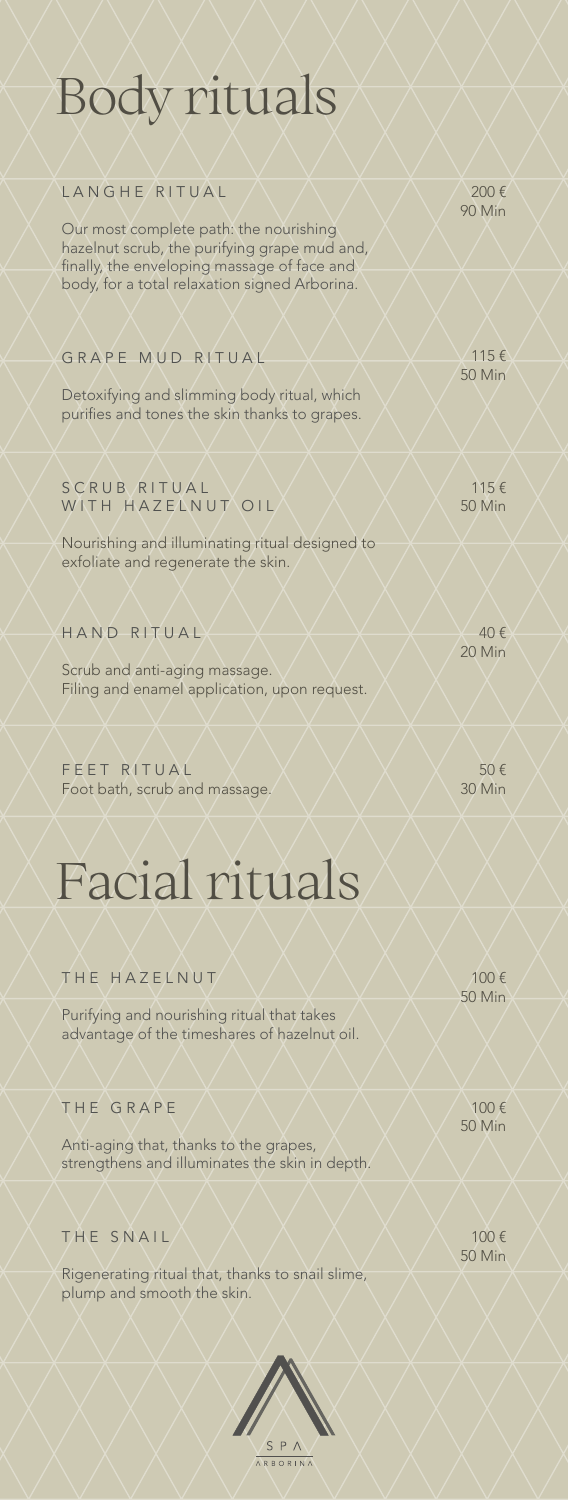# Body rituals

### LANGHE RITUAL

200 €
90 Min

Our most complete path: the nourishing hazelnut scrub, the purifying grape mud and, finally, the enveloping massage of face and body, for a total relaxation signed Arborina.

### GRAPE MUD RITUAL

115 €
50 Min

Detoxifying and slimming body ritual, which purifies and tones the skin thanks to grapes.

### SCRUB RITUAL WITH HAZELNUT OIL

115 €
50 Min

Nourishing and illuminating ritual designed to exfoliate and regenerate the skin.

### HAND RITUAL

40 €
20 Min

Scrub and anti-aging massage.
Filing and enamel application, upon request.

### FEET RITUAL

50 €
30 Min

Foot bath, scrub and massage.

# Facial rituals

### THE HAZELNUT

100 €
50 Min

Purifying and nourishing ritual that takes advantage of the timeshares of hazelnut oil.

### THE GRAPE

100 €
50 Min

Anti-aging that, thanks to the grapes, strengthens and illuminates the skin in depth.

### THE SNAIL

100 €
50 Min

Rigenerating ritual that, thanks to snail slime, plump and smooth the skin.

SPA
ARBORINA